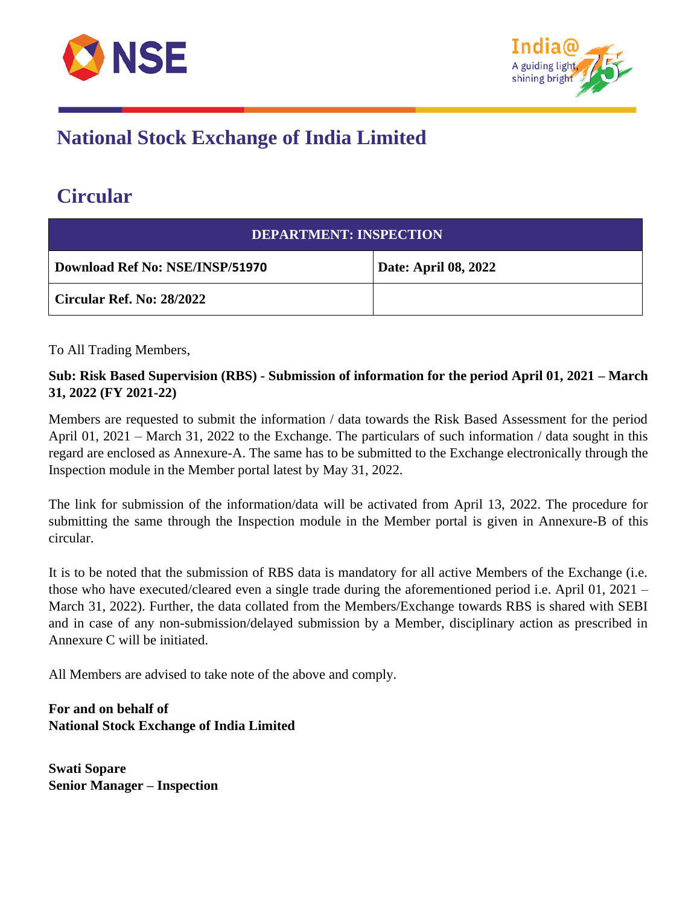# National Stock Exchange of India Limited

## Circular

| DEPARTMENT: INSPECTION | |
|---|---|
| **Download Ref No: NSE/INSP/51970** | **Date: April 08, 2022** |
| **Circular Ref. No: 28/2022** | |

To All Trading Members,

**Sub: Risk Based Supervision (RBS) - Submission of information for the period April 01, 2021 – March 31, 2022 (FY 2021-22)**

Members are requested to submit the information / data towards the Risk Based Assessment for the period April 01, 2021 – March 31, 2022 to the Exchange. The particulars of such information / data sought in this regard are enclosed as Annexure-A. The same has to be submitted to the Exchange electronically through the Inspection module in the Member portal latest by May 31, 2022.

The link for submission of the information/data will be activated from April 13, 2022. The procedure for submitting the same through the Inspection module in the Member portal is given in Annexure-B of this circular.

It is to be noted that the submission of RBS data is mandatory for all active Members of the Exchange (i.e. those who have executed/cleared even a single trade during the aforementioned period i.e. April 01, 2021 – March 31, 2022). Further, the data collated from the Members/Exchange towards RBS is shared with SEBI and in case of any non-submission/delayed submission by a Member, disciplinary action as prescribed in Annexure C will be initiated.

All Members are advised to take note of the above and comply.

**For and on behalf of**
**National Stock Exchange of India Limited**

**Swati Sopare**
**Senior Manager – Inspection**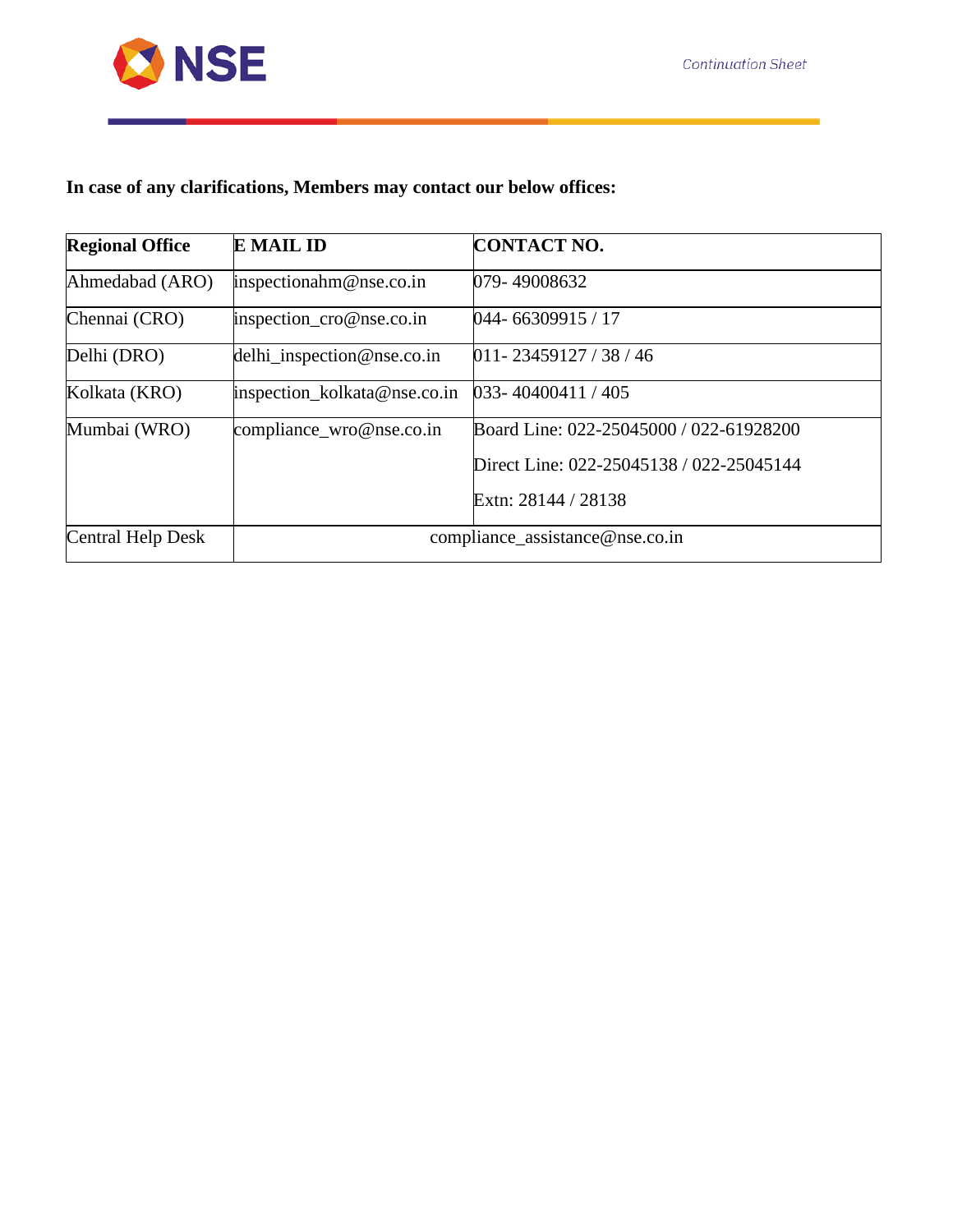**In case of any clarifications, Members may contact our below offices:**

| **Regional Office** | **E MAIL ID** | **CONTACT NO.** |
|---|---|---|
| Ahmedabad (ARO) | inspectionahm@nse.co.in | 079- 49008632 |
| Chennai (CRO) | inspection_cro@nse.co.in | 044- 66309915 / 17 |
| Delhi (DRO) | delhi_inspection@nse.co.in | 011- 23459127 / 38 / 46 |
| Kolkata (KRO) | inspection_kolkata@nse.co.in | 033- 40400411 / 405 |
| Mumbai (WRO) | compliance_wro@nse.co.in | Board Line: 022-25045000 / 022-61928200<br>Direct Line: 022-25045138 / 022-25045144<br>Extn: 28144 / 28138 |
| Central Help Desk | compliance_assistance@nse.co.in | |